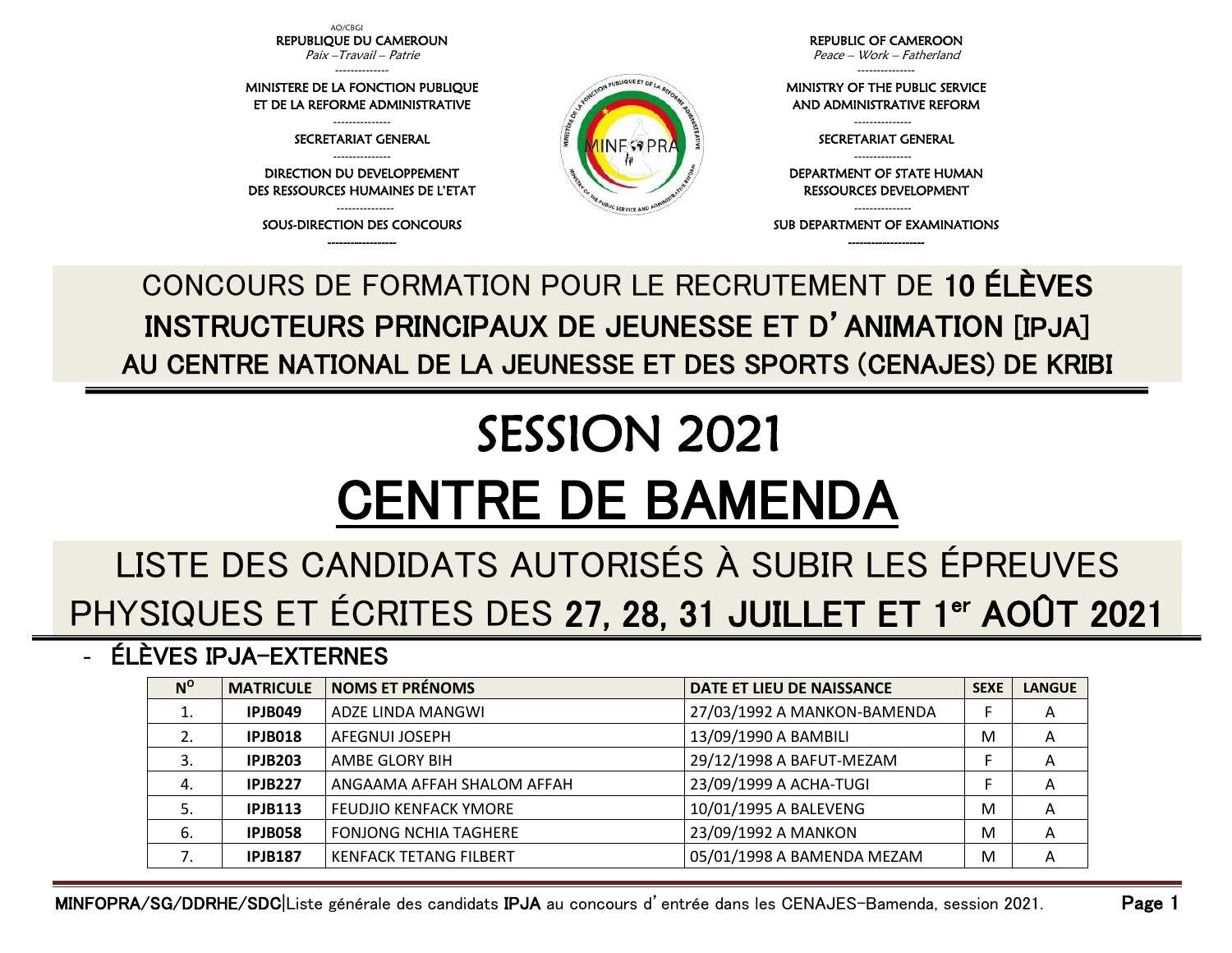AO/CBGI

REPUBLIQUE DU CAMEROUN
*Paix –Travail – Patrie*
-------------
MINISTERE DE LA FONCTION PUBLIQUE ET DE LA REFORME ADMINISTRATIVE
-------------
SECRETARIAT GENERAL
-------------
DIRECTION DU DEVELOPPEMENT DES RESSOURCES HUMAINES DE L'ETAT
-------------
SOUS-DIRECTION DES CONCOURS
-------------

REPUBLIC OF CAMEROON
*Peace – Work – Fatherland*
-------------
MINISTRY OF THE PUBLIC SERVICE AND ADMINISTRATIVE REFORM
-------------
SECRETARIAT GENERAL
-------------
DEPARTMENT OF STATE HUMAN RESSOURCES DEVELOPMENT
-------------
SUB DEPARTMENT OF EXAMINATIONS
-------------

## CONCOURS DE FORMATION POUR LE RECRUTEMENT DE **10 ÉLÈVES INSTRUCTEURS PRINCIPAUX DE JEUNESSE ET D'ANIMATION [IPJA] AU CENTRE NATIONAL DE LA JEUNESSE ET DES SPORTS (CENAJES) DE KRIBI**

# SESSION 2021

# CENTRE DE BAMENDA

## LISTE DES CANDIDATS AUTORISÉS À SUBIR LES ÉPREUVES PHYSIQUES ET ÉCRITES DES **27, 28, 31 JUILLET ET 1er AOÛT 2021**

- **ÉLÈVES IPJA-EXTERNES**

| N° | MATRICULE | NOMS ET PRÉNOMS | DATE ET LIEU DE NAISSANCE | SEXE | LANGUE |
|---|---|---|---|---|---|
| 1. | **IPJB049** | ADZE LINDA MANGWI | 27/03/1992 A MANKON-BAMENDA | F | A |
| 2. | **IPJB018** | AFEGNUI JOSEPH | 13/09/1990 A BAMBILI | M | A |
| 3. | **IPJB203** | AMBE GLORY BIH | 29/12/1998 A BAFUT-MEZAM | F | A |
| 4. | **IPJB227** | ANGAAMA AFFAH SHALOM AFFAH | 23/09/1999 A ACHA-TUGI | F | A |
| 5. | **IPJB113** | FEUDJIO KENFACK YMORE | 10/01/1995 A BALEVENG | M | A |
| 6. | **IPJB058** | FONJONG NCHIA TAGHERE | 23/09/1992 A MANKON | M | A |
| 7. | **IPJB187** | KENFACK TETANG FILBERT | 05/01/1998 A BAMENDA MEZAM | M | A |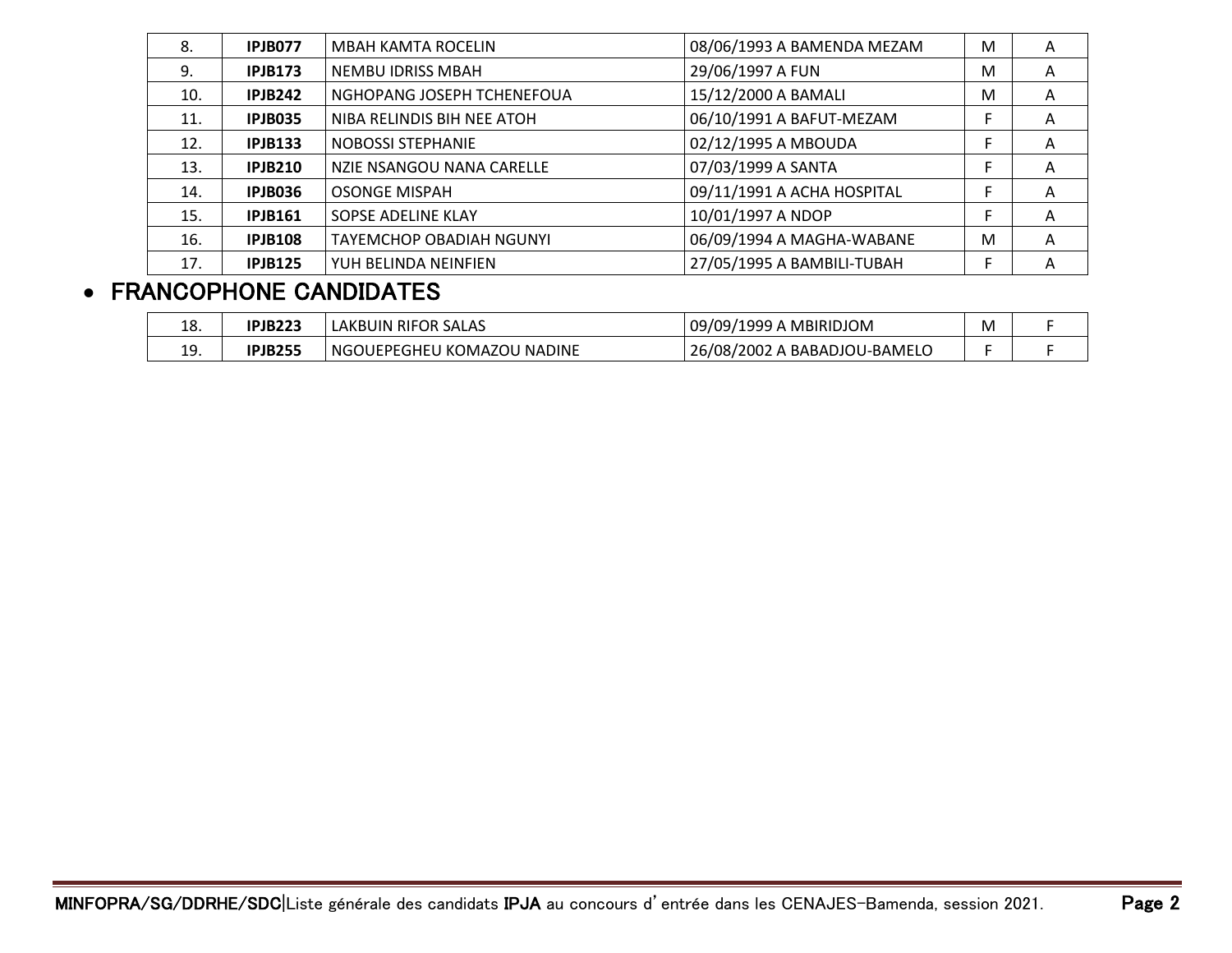| | | | | | |
|---|---|---|---|---|---|
| 8. | **IPJB077** | MBAH KAMTA ROCELIN | 08/06/1993 A BAMENDA MEZAM | M | A |
| 9. | **IPJB173** | NEMBU IDRISS MBAH | 29/06/1997 A FUN | M | A |
| 10. | **IPJB242** | NGHOPANG JOSEPH TCHENEFOUA | 15/12/2000 A BAMALI | M | A |
| 11. | **IPJB035** | NIBA RELINDIS BIH NEE ATOH | 06/10/1991 A BAFUT-MEZAM | F | A |
| 12. | **IPJB133** | NOBOSSI STEPHANIE | 02/12/1995 A MBOUDA | F | A |
| 13. | **IPJB210** | NZIE NSANGOU NANA CARELLE | 07/03/1999 A SANTA | F | A |
| 14. | **IPJB036** | OSONGE MISPAH | 09/11/1991 A ACHA HOSPITAL | F | A |
| 15. | **IPJB161** | SOPSE ADELINE KLAY | 10/01/1997 A NDOP | F | A |
| 16. | **IPJB108** | TAYEMCHOP OBADIAH NGUNYI | 06/09/1994 A MAGHA-WABANE | M | A |
| 17. | **IPJB125** | YUH BELINDA NEINFIEN | 27/05/1995 A BAMBILI-TUBAH | F | A |

- FRANCOPHONE CANDIDATES

| | | | | | |
|---|---|---|---|---|---|
| 18. | **IPJB223** | LAKBUIN RIFOR SALAS | 09/09/1999 A MBIRIDJOM | M | F |
| 19. | **IPJB255** | NGOUEPEGHEU KOMAZOU NADINE | 26/08/2002 A BABADJOU-BAMELO | F | F |